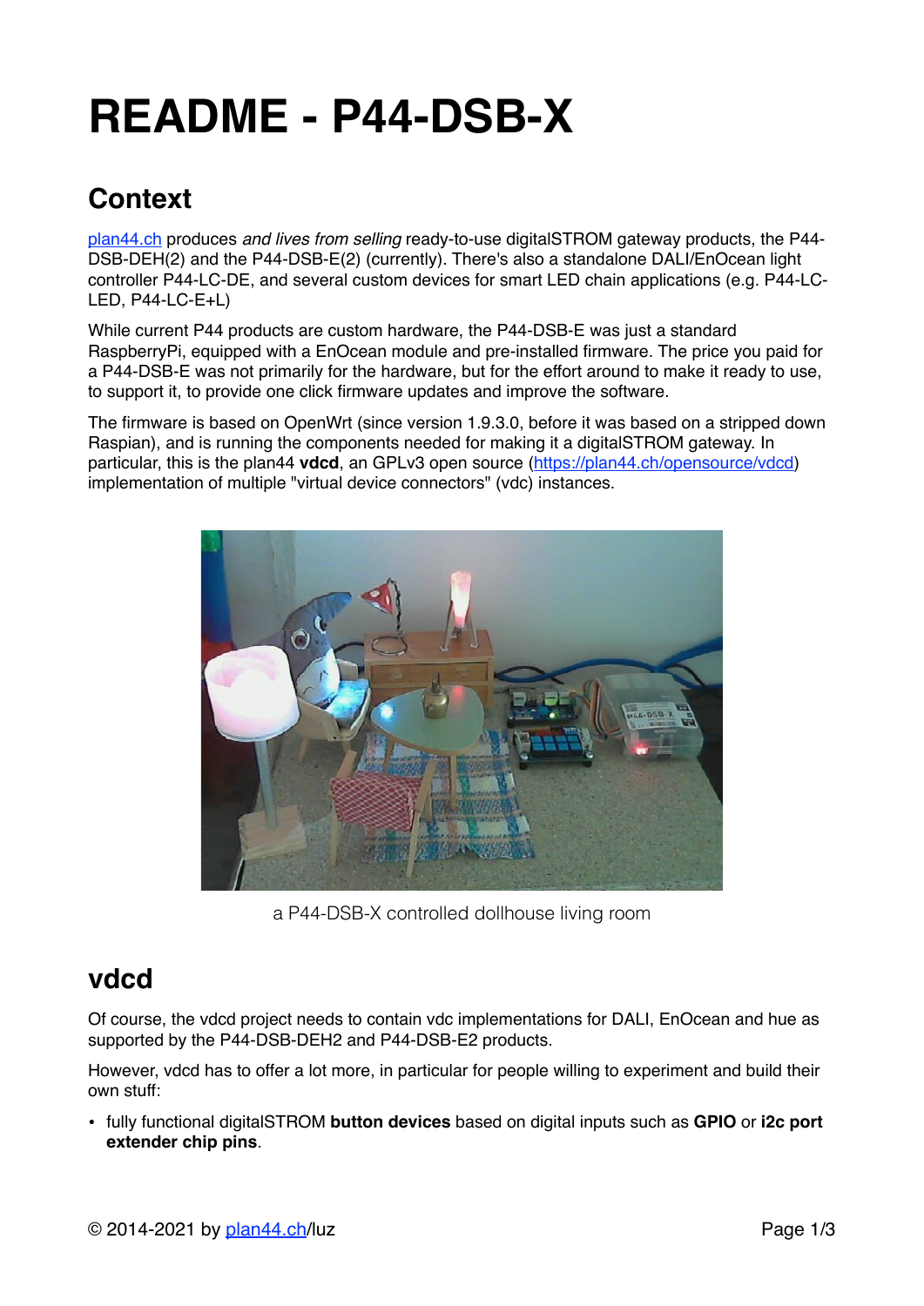# README - P44-DSB-X

## Context

[plan44.ch](https://plan44.ch) produces *and lives from selling* ready-to-use digitalSTROM gateway products, the P44-DSB-DEH(2) and the P44-DSB-E(2) (currently). There's also a standalone DALI/EnOcean light controller P44-LC-DE, and several custom devices for smart LED chain applications (e.g. P44-LC-LED, P44-LC-E+L)

While current P44 products are custom hardware, the P44-DSB-E was just a standard RaspberryPi, equipped with a EnOcean module and pre-installed firmware. The price you paid for a P44-DSB-E was not primarily for the hardware, but for the effort around to make it ready to use, to support it, to provide one click firmware updates and improve the software.

The firmware is based on OpenWrt (since version 1.9.3.0, before it was based on a stripped down Raspian), and is running the components needed for making it a digitalSTROM gateway. In particular, this is the plan44 **vdcd**, an GPLv3 open source ([https://plan44.ch/opensource/vdcd](https://plan44.ch/opensource/vdcd)) implementation of multiple "virtual device connectors" (vdc) instances.

a P44-DSB-X controlled dollhouse living room

## vdcd

Of course, the vdcd project needs to contain vdc implementations for DALI, EnOcean and hue as supported by the P44-DSB-DEH2 and P44-DSB-E2 products.

However, vdcd has to offer a lot more, in particular for people willing to experiment and build their own stuff:

- fully functional digitalSTROM **button devices** based on digital inputs such as **GPIO** or **i2c port extender chip pins**.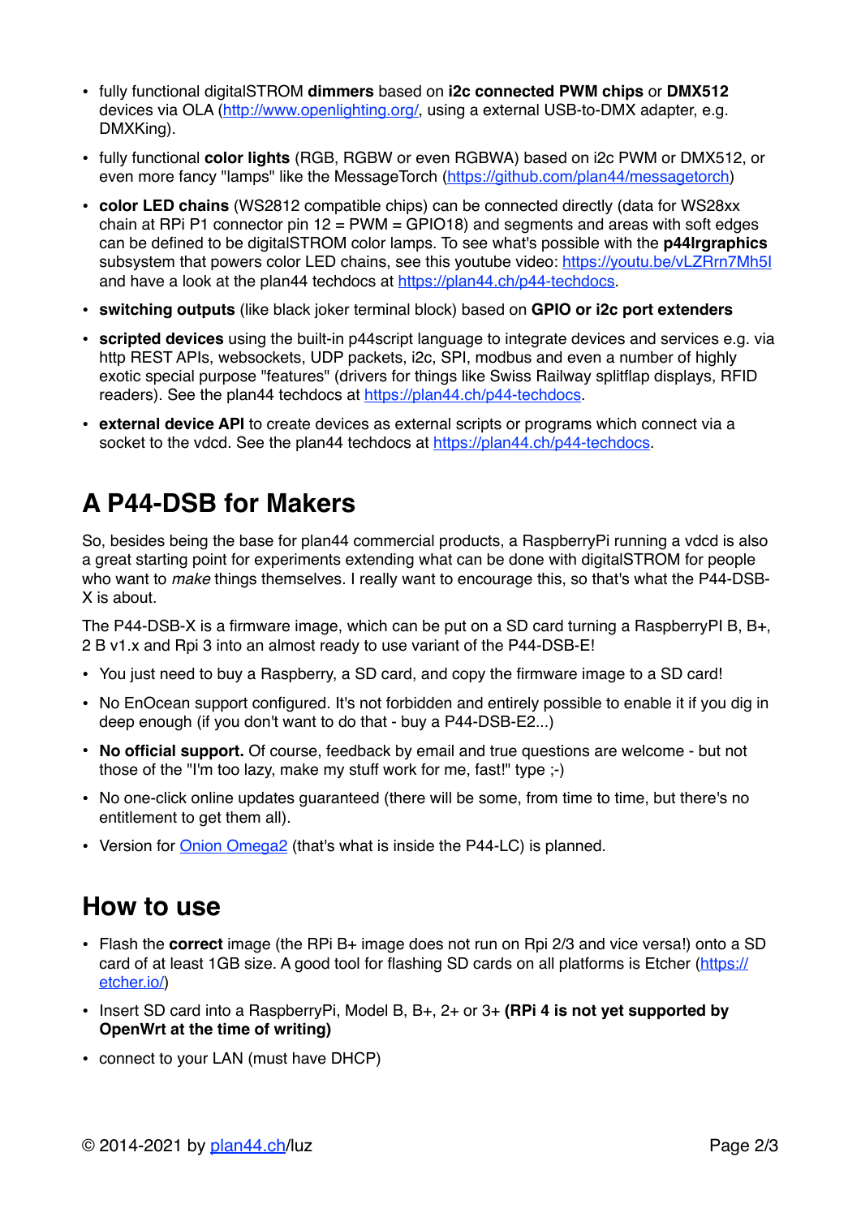- fully functional digitalSTROM **dimmers** based on **i2c connected PWM chips** or **DMX512** devices via OLA (http://www.openlighting.org/, using a external USB-to-DMX adapter, e.g. DMXKing).
- fully functional **color lights** (RGB, RGBW or even RGBWA) based on i2c PWM or DMX512, or even more fancy "lamps" like the MessageTorch (https://github.com/plan44/messagetorch)
- **color LED chains** (WS2812 compatible chips) can be connected directly (data for WS28xx chain at RPi P1 connector pin 12 = PWM = GPIO18) and segments and areas with soft edges can be defined to be digitalSTROM color lamps. To see what's possible with the **p44lrgraphics** subsystem that powers color LED chains, see this youtube video: https://youtu.be/vLZRrn7Mh5I and have a look at the plan44 techdocs at https://plan44.ch/p44-techdocs.
- **switching outputs** (like black joker terminal block) based on **GPIO or i2c port extenders**
- **scripted devices** using the built-in p44script language to integrate devices and services e.g. via http REST APIs, websockets, UDP packets, i2c, SPI, modbus and even a number of highly exotic special purpose "features" (drivers for things like Swiss Railway splitflap displays, RFID readers). See the plan44 techdocs at https://plan44.ch/p44-techdocs.
- **external device API** to create devices as external scripts or programs which connect via a socket to the vdcd. See the plan44 techdocs at https://plan44.ch/p44-techdocs.

# A P44-DSB for Makers

So, besides being the base for plan44 commercial products, a RaspberryPi running a vdcd is also a great starting point for experiments extending what can be done with digitalSTROM for people who want to *make* things themselves. I really want to encourage this, so that's what the P44-DSB-X is about.

The P44-DSB-X is a firmware image, which can be put on a SD card turning a RaspberryPI B, B+, 2 B v1.x and Rpi 3 into an almost ready to use variant of the P44-DSB-E!

- You just need to buy a Raspberry, a SD card, and copy the firmware image to a SD card!
- No EnOcean support configured. It's not forbidden and entirely possible to enable it if you dig in deep enough (if you don't want to do that - buy a P44-DSB-E2...)
- **No official support.** Of course, feedback by email and true questions are welcome - but not those of the "I'm too lazy, make my stuff work for me, fast!" type ;-)
- No one-click online updates guaranteed (there will be some, from time to time, but there's no entitlement to get them all).
- Version for Onion Omega2 (that's what is inside the P44-LC) is planned.

# How to use

- Flash the **correct** image (the RPi B+ image does not run on Rpi 2/3 and vice versa!) onto a SD card of at least 1GB size. A good tool for flashing SD cards on all platforms is Etcher (https://etcher.io/)
- Insert SD card into a RaspberryPi, Model B, B+, 2+ or 3+ **(RPi 4 is not yet supported by OpenWrt at the time of writing)**
- connect to your LAN (must have DHCP)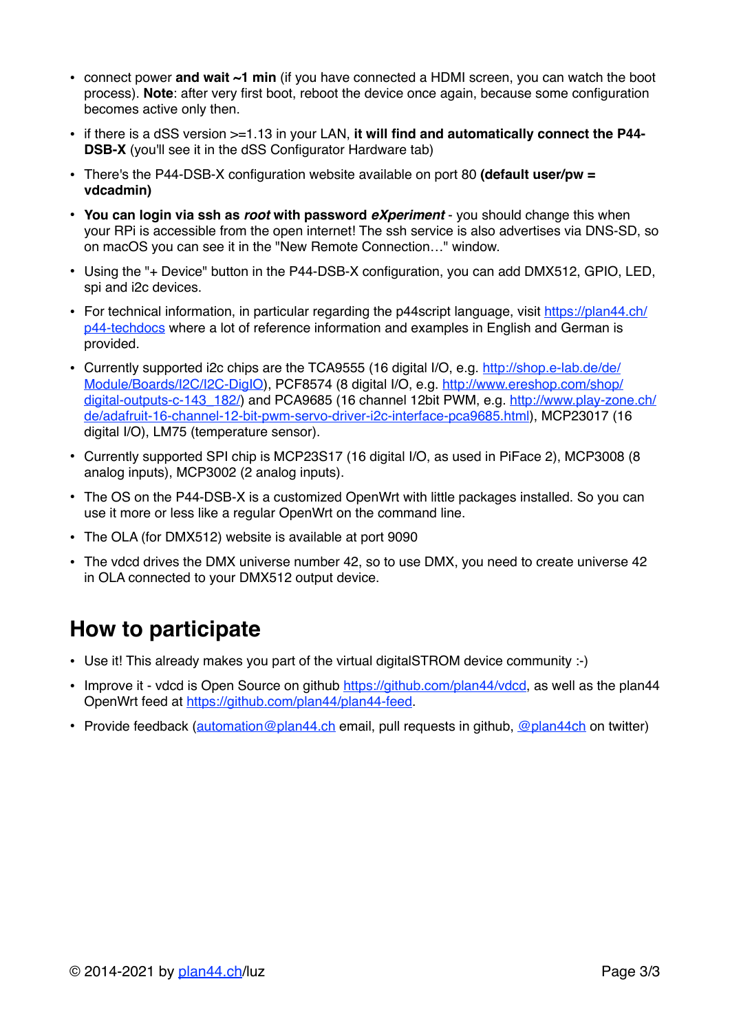- connect power **and wait ~1 min** (if you have connected a HDMI screen, you can watch the boot process). **Note**: after very first boot, reboot the device once again, because some configuration becomes active only then.
- if there is a dSS version >=1.13 in your LAN, **it will find and automatically connect the P44-DSB-X** (you'll see it in the dSS Configurator Hardware tab)
- There's the P44-DSB-X configuration website available on port 80 **(default user/pw = vdcadmin)**
- **You can login via ssh as *root* with password *eXperiment*** - you should change this when your RPi is accessible from the open internet! The ssh service is also advertises via DNS-SD, so on macOS you can see it in the "New Remote Connection…" window.
- Using the "+ Device" button in the P44-DSB-X configuration, you can add DMX512, GPIO, LED, spi and i2c devices.
- For technical information, in particular regarding the p44script language, visit [https://plan44.ch/p44-techdocs](https://plan44.ch/p44-techdocs) where a lot of reference information and examples in English and German is provided.
- Currently supported i2c chips are the TCA9555 (16 digital I/O, e.g. [http://shop.e-lab.de/de/Module/Boards/I2C/I2C-DigIO](http://shop.e-lab.de/de/Module/Boards/I2C/I2C-DigIO)), PCF8574 (8 digital I/O, e.g. [http://www.ereshop.com/shop/digital-outputs-c-143_182/](http://www.ereshop.com/shop/digital-outputs-c-143_182/)) and PCA9685 (16 channel 12bit PWM, e.g. [http://www.play-zone.ch/de/adafruit-16-channel-12-bit-pwm-servo-driver-i2c-interface-pca9685.html](http://www.play-zone.ch/de/adafruit-16-channel-12-bit-pwm-servo-driver-i2c-interface-pca9685.html)), MCP23017 (16 digital I/O), LM75 (temperature sensor).
- Currently supported SPI chip is MCP23S17 (16 digital I/O, as used in PiFace 2), MCP3008 (8 analog inputs), MCP3002 (2 analog inputs).
- The OS on the P44-DSB-X is a customized OpenWrt with little packages installed. So you can use it more or less like a regular OpenWrt on the command line.
- The OLA (for DMX512) website is available at port 9090
- The vdcd drives the DMX universe number 42, so to use DMX, you need to create universe 42 in OLA connected to your DMX512 output device.

## How to participate

- Use it! This already makes you part of the virtual digitalSTROM device community :-)
- Improve it - vdcd is Open Source on github [https://github.com/plan44/vdcd](https://github.com/plan44/vdcd), as well as the plan44 OpenWrt feed at [https://github.com/plan44/plan44-feed](https://github.com/plan44/plan44-feed).
- Provide feedback ([automation@plan44.ch](mailto:automation@plan44.ch) email, pull requests in github, @plan44ch on twitter)

© 2014-2021 by plan44.ch/luz